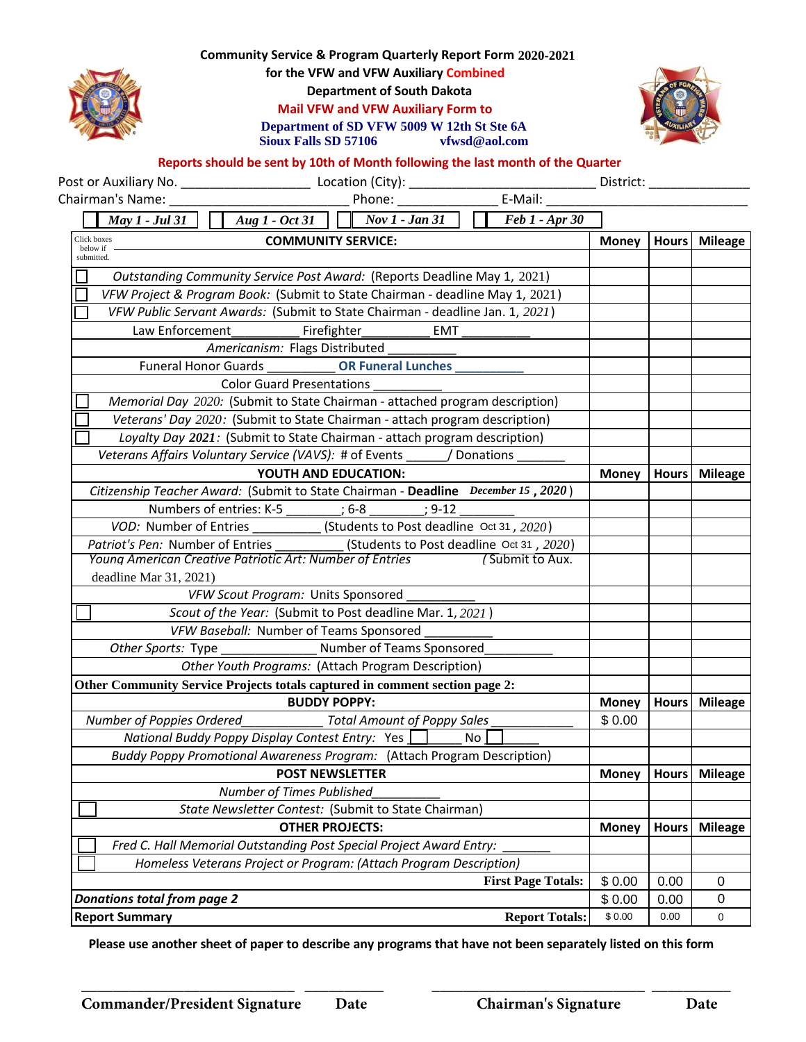**Community Service & Program Quarterly Report Form 2020-2021**

**for the VFW and VFW Auxiliary Combined**

**Department of South Dakota**

**Mail VFW and VFW Auxiliary Form to**

**Department of SD VFW 5009 W 12th St Ste 6A**

**Sioux Falls SD 57106 vfwsd@aol.com**

**Reports should be sent by 10th of Month following the last month of the Quarter**

Post or Auxiliary No. __________________ Location (City): __________________________ District: ______________

Chairman's Name: ___________________________ Phone: ______________ E-Mail: ___________________________

☐ *May 1 - Jul 31* ☐ *Aug 1 - Oct 31* ☐ *Nov 1 - Jan 31* ☐ *Feb 1 - Apr 30*

| Click boxes below if submitted. **COMMUNITY SERVICE:** | Money | Hours | Mileage |
|---|---|---|---|
| ☐ *Outstanding Community Service Post Award:* (Reports Deadline May 1, 2021) | | | |
| ☐ *VFW Project & Program Book:* (Submit to State Chairman - deadline May 1, 2021) | | | |
| ☐ *VFW Public Servant Awards:* (Submit to State Chairman - deadline Jan. 1, 2021) | | | |
| Law Enforcement__________ Firefighter__________ EMT __________ | | | |
| *Americanism:* Flags Distributed __________ | | | |
| Funeral Honor Guards __________ **OR Funeral Lunches __________** | | | |
| Color Guard Presentations __________ | | | |
| ☐ *Memorial Day 2020:* (Submit to State Chairman - attached program description) | | | |
| ☐ *Veterans' Day 2020:* (Submit to State Chairman - attach program description) | | | |
| ☐ *Loyalty Day 2021:* (Submit to State Chairman - attach program description) | | | |
| *Veterans Affairs Voluntary Service (VAVS):* # of Events ______/ Donations _______ | | | |
| **YOUTH AND EDUCATION:** | **Money** | **Hours** | **Mileage** |
| *Citizenship Teacher Award:* (Submit to State Chairman - **Deadline** *December 15, 2020*) | | | |
| Numbers of entries: K-5 ________; 6-8 ________; 9-12 ________ | | | |
| *VOD:* Number of Entries __________ (Students to Post deadline Oct 31, 2020) | | | |
| *Patriot's Pen:* Number of Entries __________ (Students to Post deadline Oct 31, 2020) | | | |
| *Young American Creative Patriotic Art: Number of Entries* (Submit to Aux. deadline Mar 31, 2021) | | | |
| *VFW Scout Program:* Units Sponsored __________ | | | |
| ☐ *Scout of the Year:* (Submit to Post deadline Mar. 1, 2021) | | | |
| *VFW Baseball:* Number of Teams Sponsored __________ | | | |
| *Other Sports:* Type ______________ Number of Teams Sponsored__________ | | | |
| *Other Youth Programs:* (Attach Program Description) | | | |
| **Other Community Service Projects totals captured in comment section page 2:** | | | |
| **BUDDY POPPY:** | **Money** | **Hours** | **Mileage** |
| *Number of Poppies Ordered*____________ *Total Amount of Poppy Sales* ____________ | $ 0.00 | | |
| *National Buddy Poppy Display Contest Entry:* Yes ☐ No ☐ | | | |
| *Buddy Poppy Promotional Awareness Program:* (Attach Program Description) | | | |
| **POST NEWSLETTER** | **Money** | **Hours** | **Mileage** |
| *Number of Times Published*__________ | | | |
| ☐ *State Newsletter Contest:* (Submit to State Chairman) | | | |
| **OTHER PROJECTS:** | **Money** | **Hours** | **Mileage** |
| ☐ *Fred C. Hall Memorial Outstanding Post Special Project Award Entry:* _______ | | | |
| ☐ *Homeless Veterans Project or Program: (Attach Program Description)* | | | |
| **First Page Totals:** | $ 0.00 | 0.00 | 0 |
| ***Donations total from page 2*** | $ 0.00 | 0.00 | 0 |
| **Report Summary** **Report Totals:** | $ 0.00 | 0.00 | 0 |

**Please use another sheet of paper to describe any programs that have not been separately listed on this form**

______________________________ ___________ ______________________________ ___________

**Commander/President Signature** **Date** **Chairman's Signature** **Date**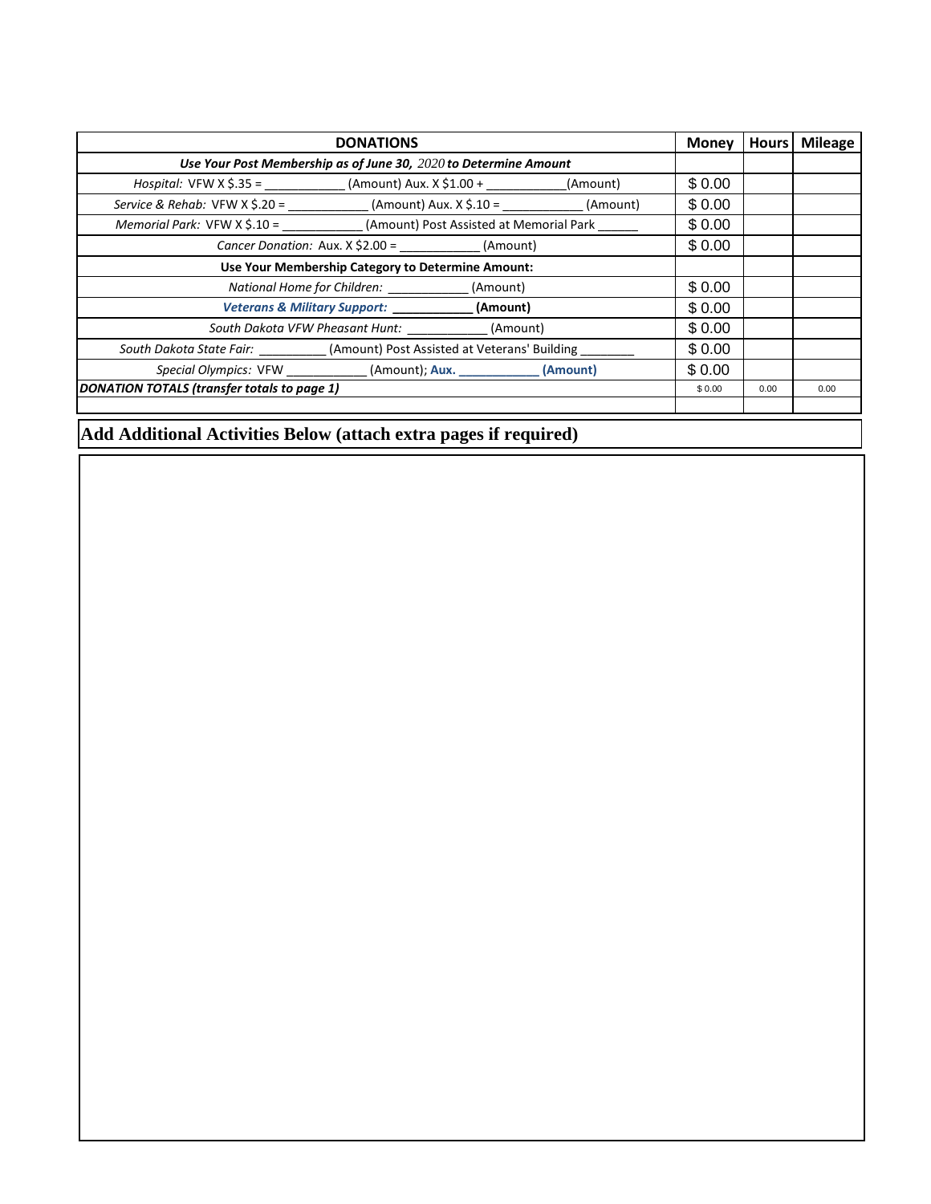| DONATIONS | Money | Hours | Mileage |
|---|---|---|---|
| ***Use Your Post Membership as of June 30, 2020 to Determine Amount*** | | | |
| *Hospital:* VFW X $.35 = ___________ (Amount) Aux. X $1.00 + ___________(Amount) | $ 0.00 | | |
| *Service & Rehab:* VFW X $.20 = ___________ (Amount) Aux. X $.10 = ___________ (Amount) | $ 0.00 | | |
| *Memorial Park:* VFW X $.10 = ___________ (Amount) Post Assisted at Memorial Park ______ | $ 0.00 | | |
| *Cancer Donation:* Aux. X $2.00 = ___________ (Amount) | $ 0.00 | | |
| **Use Your Membership Category to Determine Amount:** | | | |
| *National Home for Children:* ___________ (Amount) | $ 0.00 | | |
| ***Veterans & Military Support:*** **___________ (Amount)** | $ 0.00 | | |
| *South Dakota VFW Pheasant Hunt:* ___________ (Amount) | $ 0.00 | | |
| *South Dakota State Fair:* _________ (Amount) Post Assisted at Veterans' Building _______ | $ 0.00 | | |
| *Special Olympics:* VFW ___________ (Amount); **Aux. ___________ (Amount)** | $ 0.00 | | |
| ***DONATION TOTALS (transfer totals to page 1)*** | $ 0.00 | 0.00 | 0.00 |
| | | | |

## Add Additional Activities Below (attach extra pages if required)